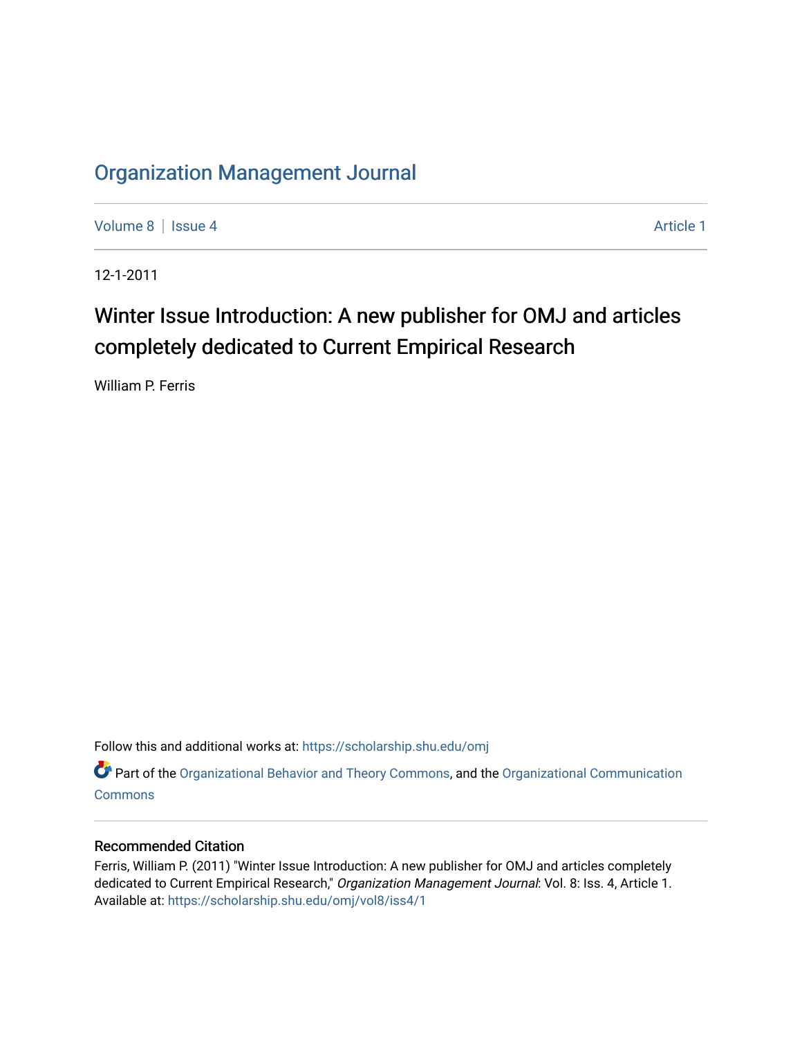# Organization Management Journal

Volume 8 | Issue 4 — Article 1

12-1-2011

## Winter Issue Introduction: A new publisher for OMJ and articles completely dedicated to Current Empirical Research

William P. Ferris

Follow this and additional works at: https://scholarship.shu.edu/omj

Part of the Organizational Behavior and Theory Commons, and the Organizational Communication Commons

### Recommended Citation

Ferris, William P. (2011) "Winter Issue Introduction: A new publisher for OMJ and articles completely dedicated to Current Empirical Research," *Organization Management Journal*: Vol. 8: Iss. 4, Article 1.
Available at: https://scholarship.shu.edu/omj/vol8/iss4/1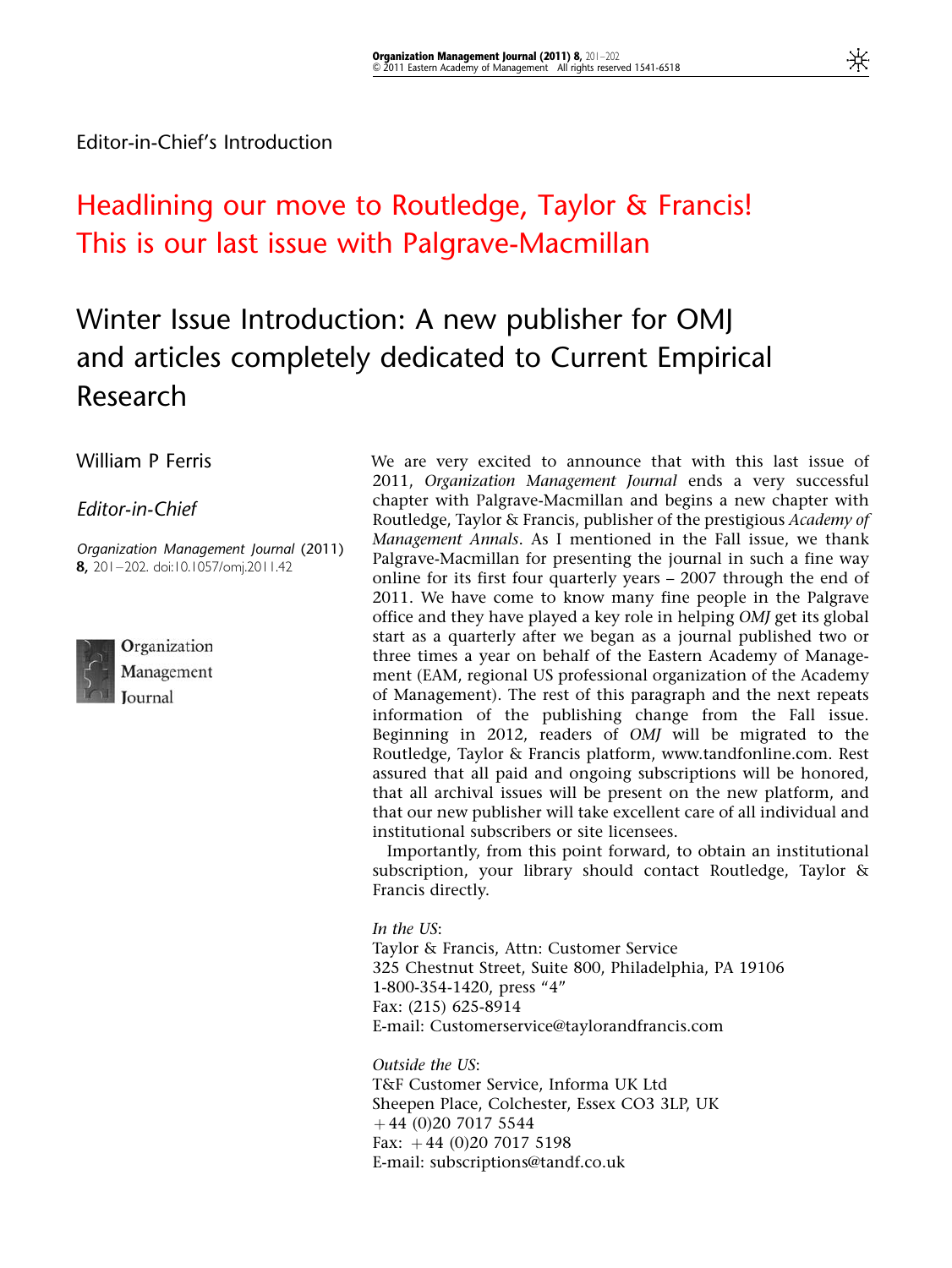Editor-in-Chief's Introduction

# Headlining our move to Routledge, Taylor & Francis! This is our last issue with Palgrave-Macmillan

# Winter Issue Introduction: A new publisher for OMJ and articles completely dedicated to Current Empirical Research

William P Ferris

*Editor-in-Chief*

*Organization Management Journal* (2011) **8,** 201–202. doi:10.1057/omj.2011.42

Organization Management Journal

We are very excited to announce that with this last issue of 2011, *Organization Management Journal* ends a very successful chapter with Palgrave-Macmillan and begins a new chapter with Routledge, Taylor & Francis, publisher of the prestigious *Academy of Management Annals*. As I mentioned in the Fall issue, we thank Palgrave-Macmillan for presenting the journal in such a fine way online for its first four quarterly years – 2007 through the end of 2011. We have come to know many fine people in the Palgrave office and they have played a key role in helping *OMJ* get its global start as a quarterly after we began as a journal published two or three times a year on behalf of the Eastern Academy of Management (EAM, regional US professional organization of the Academy of Management). The rest of this paragraph and the next repeats information of the publishing change from the Fall issue. Beginning in 2012, readers of *OMJ* will be migrated to the Routledge, Taylor & Francis platform, www.tandfonline.com. Rest assured that all paid and ongoing subscriptions will be honored, that all archival issues will be present on the new platform, and that our new publisher will take excellent care of all individual and institutional subscribers or site licensees.

Importantly, from this point forward, to obtain an institutional subscription, your library should contact Routledge, Taylor & Francis directly.

*In the US*:
Taylor & Francis, Attn: Customer Service
325 Chestnut Street, Suite 800, Philadelphia, PA 19106
1-800-354-1420, press "4"
Fax: (215) 625-8914
E-mail: Customerservice@taylorandfrancis.com

*Outside the US*:
T&F Customer Service, Informa UK Ltd
Sheepen Place, Colchester, Essex CO3 3LP, UK
+44 (0)20 7017 5544
Fax: +44 (0)20 7017 5198
E-mail: subscriptions@tandf.co.uk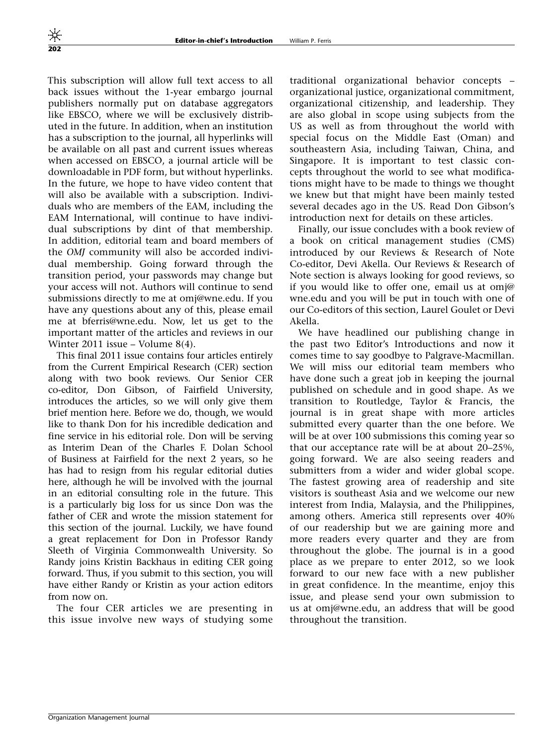This subscription will allow full text access to all back issues without the 1-year embargo journal publishers normally put on database aggregators like EBSCO, where we will be exclusively distributed in the future. In addition, when an institution has a subscription to the journal, all hyperlinks will be available on all past and current issues whereas when accessed on EBSCO, a journal article will be downloadable in PDF form, but without hyperlinks. In the future, we hope to have video content that will also be available with a subscription. Individuals who are members of the EAM, including the EAM International, will continue to have individual subscriptions by dint of that membership. In addition, editorial team and board members of the *OMJ* community will also be accorded individual membership. Going forward through the transition period, your passwords may change but your access will not. Authors will continue to send submissions directly to me at omj@wne.edu. If you have any questions about any of this, please email me at bferris@wne.edu. Now, let us get to the important matter of the articles and reviews in our Winter 2011 issue – Volume 8(4).

This final 2011 issue contains four articles entirely from the Current Empirical Research (CER) section along with two book reviews. Our Senior CER co-editor, Don Gibson, of Fairfield University, introduces the articles, so we will only give them brief mention here. Before we do, though, we would like to thank Don for his incredible dedication and fine service in his editorial role. Don will be serving as Interim Dean of the Charles F. Dolan School of Business at Fairfield for the next 2 years, so he has had to resign from his regular editorial duties here, although he will be involved with the journal in an editorial consulting role in the future. This is a particularly big loss for us since Don was the father of CER and wrote the mission statement for this section of the journal. Luckily, we have found a great replacement for Don in Professor Randy Sleeth of Virginia Commonwealth University. So Randy joins Kristin Backhaus in editing CER going forward. Thus, if you submit to this section, you will have either Randy or Kristin as your action editors from now on.

The four CER articles we are presenting in this issue involve new ways of studying some traditional organizational behavior concepts – organizational justice, organizational commitment, organizational citizenship, and leadership. They are also global in scope using subjects from the US as well as from throughout the world with special focus on the Middle East (Oman) and southeastern Asia, including Taiwan, China, and Singapore. It is important to test classic concepts throughout the world to see what modifications might have to be made to things we thought we knew but that might have been mainly tested several decades ago in the US. Read Don Gibson's introduction next for details on these articles.

Finally, our issue concludes with a book review of a book on critical management studies (CMS) introduced by our Reviews & Research of Note Co-editor, Devi Akella. Our Reviews & Research of Note section is always looking for good reviews, so if you would like to offer one, email us at omj@wne.edu and you will be put in touch with one of our Co-editors of this section, Laurel Goulet or Devi Akella.

We have headlined our publishing change in the past two Editor's Introductions and now it comes time to say goodbye to Palgrave-Macmillan. We will miss our editorial team members who have done such a great job in keeping the journal published on schedule and in good shape. As we transition to Routledge, Taylor & Francis, the journal is in great shape with more articles submitted every quarter than the one before. We will be at over 100 submissions this coming year so that our acceptance rate will be at about 20–25%, going forward. We are also seeing readers and submitters from a wider and wider global scope. The fastest growing area of readership and site visitors is southeast Asia and we welcome our new interest from India, Malaysia, and the Philippines, among others. America still represents over 40% of our readership but we are gaining more and more readers every quarter and they are from throughout the globe. The journal is in a good place as we prepare to enter 2012, so we look forward to our new face with a new publisher in great confidence. In the meantime, enjoy this issue, and please send your own submission to us at omj@wne.edu, an address that will be good throughout the transition.